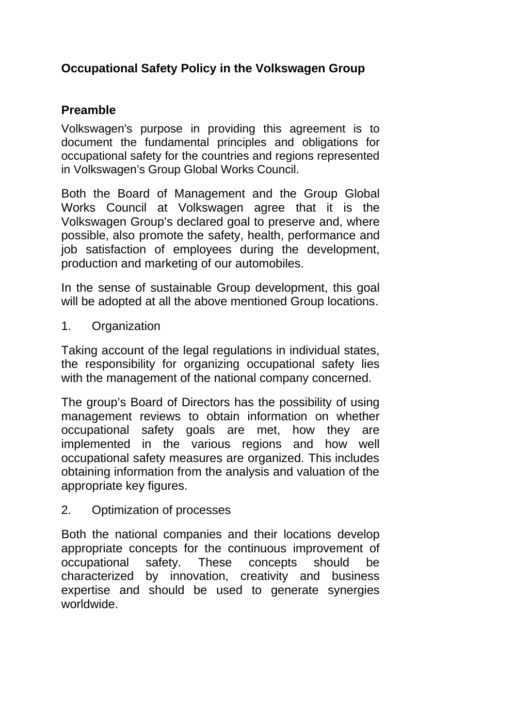# Occupational Safety Policy in the Volkswagen Group

## Preamble

Volkswagen's purpose in providing this agreement is to document the fundamental principles and obligations for occupational safety for the countries and regions represented in Volkswagen’s Group Global Works Council.

Both the Board of Management and the Group Global Works Council at Volkswagen agree that it is the Volkswagen Group’s declared goal to preserve and, where possible, also promote the safety, health, performance and job satisfaction of employees during the development, production and marketing of our automobiles.

In the sense of sustainable Group development, this goal will be adopted at all the above mentioned Group locations.

1. Organization

Taking account of the legal regulations in individual states, the responsibility for organizing occupational safety lies with the management of the national company concerned.

The group’s Board of Directors has the possibility of using management reviews to obtain information on whether occupational safety goals are met, how they are implemented in the various regions and how well occupational safety measures are organized. This includes obtaining information from the analysis and valuation of the appropriate key figures.

2. Optimization of processes

Both the national companies and their locations develop appropriate concepts for the continuous improvement of occupational safety. These concepts should be characterized by innovation, creativity and business expertise and should be used to generate synergies worldwide.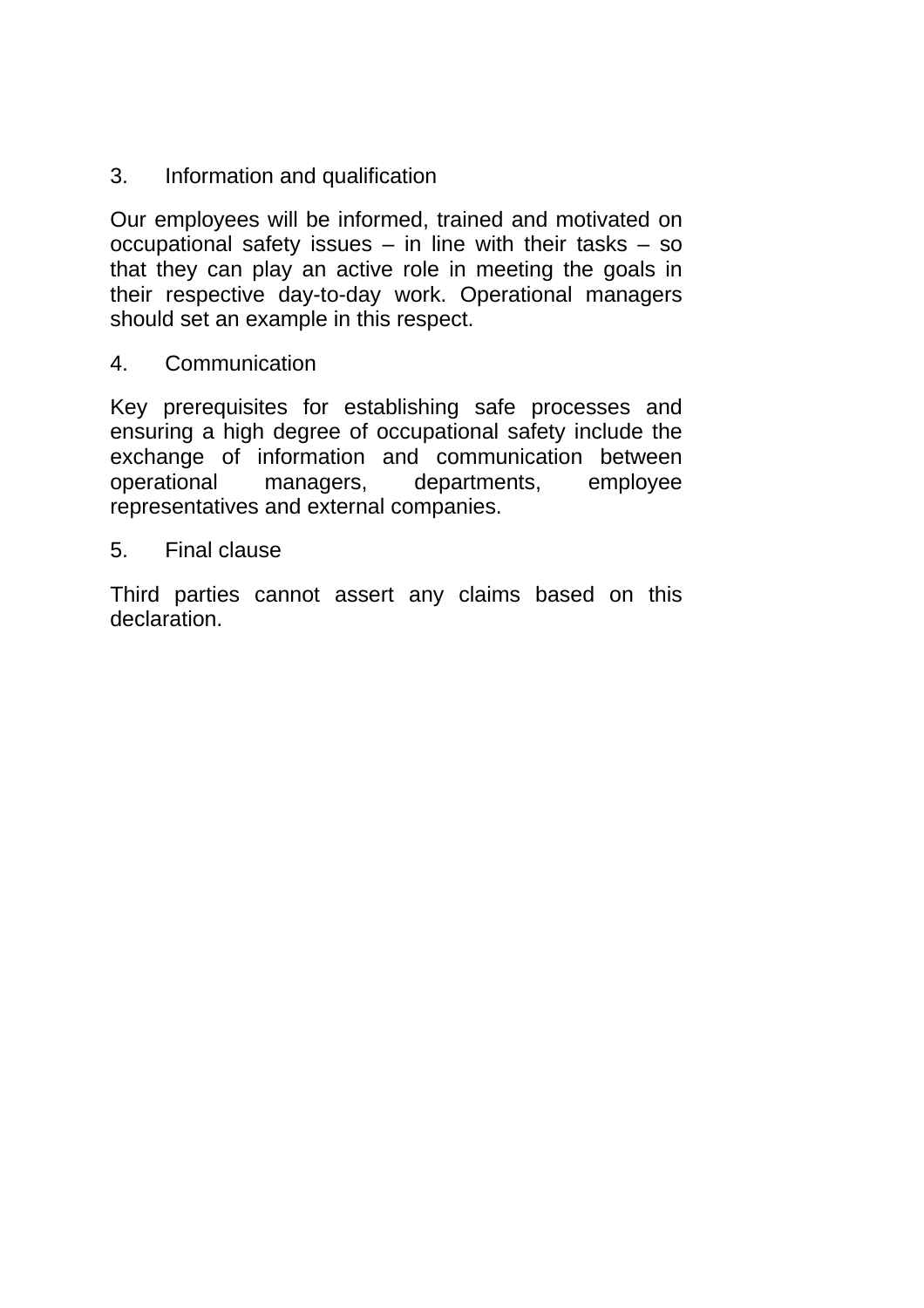## 3. Information and qualification

Our employees will be informed, trained and motivated on occupational safety issues – in line with their tasks – so that they can play an active role in meeting the goals in their respective day-to-day work. Operational managers should set an example in this respect.

## 4. Communication

Key prerequisites for establishing safe processes and ensuring a high degree of occupational safety include the exchange of information and communication between operational managers, departments, employee representatives and external companies.

## 5. Final clause

Third parties cannot assert any claims based on this declaration.